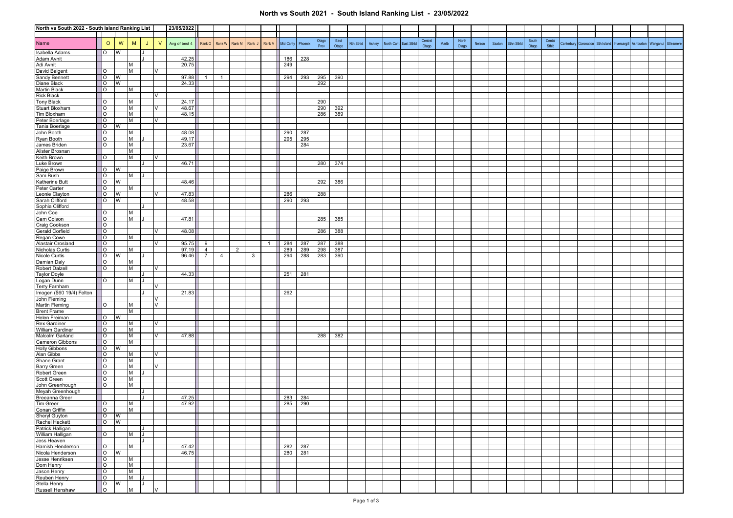## North vs South 2022 - South Island Ranking List — 23/05/2022

| Name | O | W | M | J | V | Avg of best 4 | Rank O | Rank W | Rank M | Rank J | Rank V | Mid Canty | Phoenix | Otago Prov | East Otago | Nth Sthld | Ashley | North Cant | East Sthld | Central Otago | Marlb | North Otago | Nelson | Saxton | Sthn Sthld | South Otago | Cental Sthld | Canterbury | Coronation | Sth Island | Invercargill | Ashburton | Wanganui | Ellesmere |
|---|---|---|---|---|---|---|---|---|---|---|---|---|---|---|---|---|---|---|---|---|---|---|---|---|---|---|---|---|---|---|---|---|---|---|
| Isabella Adams | O | W | | J | | | | | | | | | | | | | | | | | | | | | | | | | | | | | | |
| Adam Avnit | | | | J | | 42.25 | | | | | | 186 | 228 | | | | | | | | | | | | | | | | | | | | | |
| Adi Avnit | | | M | | | 20.75 | | | | | | 249 | | | | | | | | | | | | | | | | | | | | | | |
| David Baigent | O | | M | | V | | | | | | | | | | | | | | | | | | | | | | | | | | | | | |
| Sandy Bennett | O | W | | | | 97.88 | 1 | 1 | | | | 294 | 293 | 295 | 390 | | | | | | | | | | | | | | | | | | | |
| Diane Black | O | W | | | | 24.33 | | | | | | | | 292 | | | | | | | | | | | | | | | | | | | | |
| Martin Black | O | | M | | | | | | | | | | | | | | | | | | | | | | | | | | | | | | | |
| Rick Black | | | | | V | | | | | | | | | | | | | | | | | | | | | | | | | | | | | |
| Tony Black | O | | M | | | 24.17 | | | | | | | | 290 | | | | | | | | | | | | | | | | | | | | |
| Stuart Bloxham | O | | M | | V | 48.67 | | | | | | | | 290 | 392 | | | | | | | | | | | | | | | | | | | |
| Tim Bloxham | O | | M | | | 48.15 | | | | | | | | 286 | 389 | | | | | | | | | | | | | | | | | | | |
| Peter Boerlage | O | | M | | V | | | | | | | | | | | | | | | | | | | | | | | | | | | | | |
| Tania Boerlage | O | W | | | | | | | | | | | | | | | | | | | | | | | | | | | | | | | | |
| John Booth | O | | M | | | 48.08 | | | | | | 290 | 287 | | | | | | | | | | | | | | | | | | | | | |
| Ryan Booth | O | | M | J | | 49.17 | | | | | | 295 | 295 | | | | | | | | | | | | | | | | | | | | | |
| James Briden | O | | M | | | 23.67 | | | | | | | 284 | | | | | | | | | | | | | | | | | | | | | |
| Alister Brosnan | | | M | | | | | | | | | | | | | | | | | | | | | | | | | | | | | | | |
| Keith Brown | O | | M | | V | | | | | | | | | | | | | | | | | | | | | | | | | | | | | |
| Luke Brown | | | | J | | 46.71 | | | | | | | | 280 | 374 | | | | | | | | | | | | | | | | | | | |
| Paige Brown | O | W | | | | | | | | | | | | | | | | | | | | | | | | | | | | | | | | |
| Sam Bush | O | | M | J | | | | | | | | | | | | | | | | | | | | | | | | | | | | | | |
| Katherine Butt | O | W | | | | 48.46 | | | | | | | | 292 | 386 | | | | | | | | | | | | | | | | | | | |
| Peter Carter | O | | M | | | | | | | | | | | | | | | | | | | | | | | | | | | | | | | |
| Leonie Clayton | O | W | | | V | 47.83 | | | | | | 286 | | 288 | | | | | | | | | | | | | | | | | | | | |
| Sarah Clifford | O | W | | | | 48.58 | | | | | | 290 | 293 | | | | | | | | | | | | | | | | | | | | | |
| Sophia Clifford | | | | J | | | | | | | | | | | | | | | | | | | | | | | | | | | | | | |
| John Coe | O | | M | | | | | | | | | | | | | | | | | | | | | | | | | | | | | | | |
| Cam Colson | O | | M | J | | 47.81 | | | | | | | | 285 | 385 | | | | | | | | | | | | | | | | | | | |
| Craig Cookson | O | | | | | | | | | | | | | | | | | | | | | | | | | | | | | | | | | |
| Gerald Corfield | O | | | | V | 48.08 | | | | | | | | 286 | 388 | | | | | | | | | | | | | | | | | | | |
| Regan Cowe | O | | M | | | | | | | | | | | | | | | | | | | | | | | | | | | | | | | |
| Alastair Crosland | O | | | | V | 95.75 | 9 | | | | 1 | 284 | 287 | 287 | 388 | | | | | | | | | | | | | | | | | | | |
| Nicholas Curtis | O | | M | | | 97.19 | 4 | | 2 | | | 289 | 289 | 298 | 387 | | | | | | | | | | | | | | | | | | | |
| Nicole Curtis | O | W | | J | | 96.46 | 7 | 4 | | 3 | | 294 | 288 | 283 | 390 | | | | | | | | | | | | | | | | | | | |
| Damian Daly | O | | M | | | | | | | | | | | | | | | | | | | | | | | | | | | | | | | |
| Robert Dalzell | O | | M | | V | | | | | | | | | | | | | | | | | | | | | | | | | | | | | |
| Taylor Doyle | | | | J | | 44.33 | | | | | | 251 | 281 | | | | | | | | | | | | | | | | | | | | | |
| Logan Dunn | O | | M | J | | | | | | | | | | | | | | | | | | | | | | | | | | | | | | |
| Terry Farnham | | | | | V | | | | | | | | | | | | | | | | | | | | | | | | | | | | | |
| Imogen ($60 19/4) Felton | | | | J | | 21.83 | | | | | | 262 | | | | | | | | | | | | | | | | | | | | | | |
| John Fleming | | | | | V | | | | | | | | | | | | | | | | | | | | | | | | | | | | | |
| Martin Fleming | O | | M | | V | | | | | | | | | | | | | | | | | | | | | | | | | | | | | |
| Brent Frame | | | M | | | | | | | | | | | | | | | | | | | | | | | | | | | | | | | |
| Helen Freiman | O | W | | | | | | | | | | | | | | | | | | | | | | | | | | | | | | | | |
| Rex Gardiner | O | | M | | V | | | | | | | | | | | | | | | | | | | | | | | | | | | | | |
| William Gardiner | O | | M | | | | | | | | | | | | | | | | | | | | | | | | | | | | | | | |
| Malcolm Garland | O | | M | | V | 47.88 | | | | | | | | 288 | 382 | | | | | | | | | | | | | | | | | | | |
| Cameron Gibbons | O | | M | | | | | | | | | | | | | | | | | | | | | | | | | | | | | | | |
| Holly Gibbons | O | W | | | | | | | | | | | | | | | | | | | | | | | | | | | | | | | | |
| Alan Gibbs | O | | M | | V | | | | | | | | | | | | | | | | | | | | | | | | | | | | | |
| Shane Grant | O | | M | | | | | | | | | | | | | | | | | | | | | | | | | | | | | | | |
| Barry Green | O | | M | | V | | | | | | | | | | | | | | | | | | | | | | | | | | | | | |
| Robert Green | O | | M | J | | | | | | | | | | | | | | | | | | | | | | | | | | | | | | |
| Scott Green | O | | M | | | | | | | | | | | | | | | | | | | | | | | | | | | | | | | |
| John Greenhough | O | | M | | | | | | | | | | | | | | | | | | | | | | | | | | | | | | | |
| Meyah Greenhough | | | | J | | | | | | | | | | | | | | | | | | | | | | | | | | | | | | |
| Breeanna Greer | | | | J | | 47.25 | | | | | | 283 | 284 | | | | | | | | | | | | | | | | | | | | | |
| Tim Greer | O | | M | | | 47.92 | | | | | | 285 | 290 | | | | | | | | | | | | | | | | | | | | | |
| Conan Griffin | O | | M | | | | | | | | | | | | | | | | | | | | | | | | | | | | | | | |
| Sheryl Guyton | O | W | | | | | | | | | | | | | | | | | | | | | | | | | | | | | | | | |
| Rachel Hackett | O | W | | | | | | | | | | | | | | | | | | | | | | | | | | | | | | | | |
| Patrick Halligan | | | | J | | | | | | | | | | | | | | | | | | | | | | | | | | | | | | |
| William Halligan | O | | M | J | | | | | | | | | | | | | | | | | | | | | | | | | | | | | | |
| Jess Heaven | | | | J | | | | | | | | | | | | | | | | | | | | | | | | | | | | | | |
| Hamish Henderson | O | | M | | | 47.42 | | | | | | 282 | 287 | | | | | | | | | | | | | | | | | | | | | |
| Nicola Henderson | O | W | | | | 46.75 | | | | | | 280 | 281 | | | | | | | | | | | | | | | | | | | | | |
| Jesse Henriksen | O | | M | | | | | | | | | | | | | | | | | | | | | | | | | | | | | | | |
| Dom Henry | O | | M | | | | | | | | | | | | | | | | | | | | | | | | | | | | | | | |
| Jason Henry | O | | M | | | | | | | | | | | | | | | | | | | | | | | | | | | | | | | |
| Reuben Henry | O | | M | J | | | | | | | | | | | | | | | | | | | | | | | | | | | | | | |
| Stella Henry | O | W | | J | | | | | | | | | | | | | | | | | | | | | | | | | | | | | | |
| Russell Henshaw | O | | M | | V | | | | | | | | | | | | | | | | | | | | | | | | | | | | | |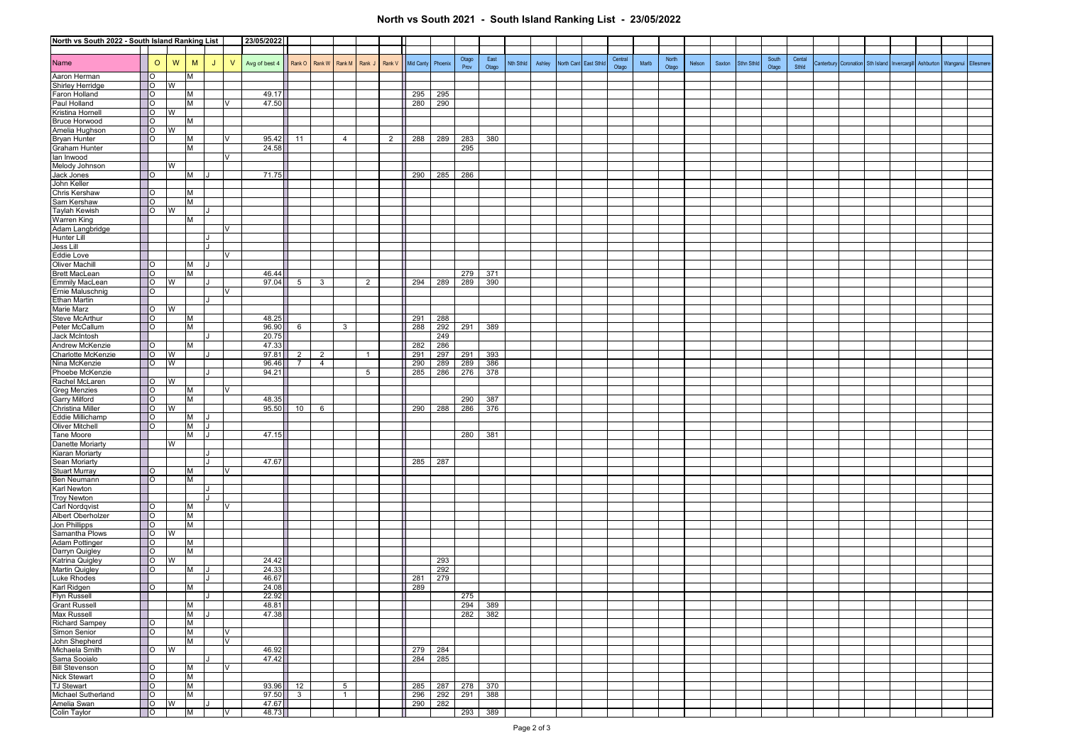| North vs South 2022 - South Island Ranking List | | | | | | 23/05/2022 | | | | | | | | | | | | | | | | | | | | | | | | | | | | |
|---|---|---|---|---|---|---|---|---|---|---|---|---|---|---|---|---|---|---|---|---|---|---|---|---|---|---|---|---|---|---|---|---|---|---|
| Name | O | W | M | J | V | Avg of best 4 | Rank O | Rank W | Rank M | Rank J | Rank V | Mid Canty | Phoenix | Otago Prov | East Otago | Nth Sthld | Ashley | North Cant | East Sthld | Central Otago | Marlb | North Otago | Nelson | Saxton | Sthn Sthld | South Otago | Cental Sthld | Canterbury | Coronation | Sth Island | Invercargill | Ashburton | Wanganui | Ellesmere |
| Aaron Herman | O | | M | | | | | | | | | | | | | | | | | | | | | | | | | | | | | | | |
| Shirley Herridge | O | W | | | | | | | | | | | | | | | | | | | | | | | | | | | | | | | | |
| Faron Holland | O | | M | | | 49.17 | | | | | | 295 | 295 | | | | | | | | | | | | | | | | | | | | | |
| Paul Holland | O | | M | | V | 47.50 | | | | | | 280 | 290 | | | | | | | | | | | | | | | | | | | | | |
| Kristina Hornell | O | W | | | | | | | | | | | | | | | | | | | | | | | | | | | | | | | | |
| Bruce Horwood | O | | M | | | | | | | | | | | | | | | | | | | | | | | | | | | | | | | |
| Amelia Hughson | O | W | | | | | | | | | | | | | | | | | | | | | | | | | | | | | | | | |
| Bryan Hunter | O | | M | | V | 95.42 | 11 | | 4 | | 2 | 288 | 289 | 283 | 380 | | | | | | | | | | | | | | | | | | | |
| Graham Hunter | | | M | | | 24.58 | | | | | | | | 295 | | | | | | | | | | | | | | | | | | | | |
| Ian Inwood | | | | | V | | | | | | | | | | | | | | | | | | | | | | | | | | | | | |
| Melody Johnson | | W | | | | | | | | | | | | | | | | | | | | | | | | | | | | | | | | |
| Jack Jones | O | | M | J | | 71.75 | | | | | | 290 | 285 | 286 | | | | | | | | | | | | | | | | | | | | |
| John Keller | | | | | | | | | | | | | | | | | | | | | | | | | | | | | | | | | | |
| Chris Kershaw | O | | M | | | | | | | | | | | | | | | | | | | | | | | | | | | | | | | |
| Sam Kershaw | O | | M | | | | | | | | | | | | | | | | | | | | | | | | | | | | | | | |
| Taylah Kewish | O | W | | J | | | | | | | | | | | | | | | | | | | | | | | | | | | | | | |
| Warren King | | | M | | | | | | | | | | | | | | | | | | | | | | | | | | | | | | | |
| Adam Langbridge | | | | | V | | | | | | | | | | | | | | | | | | | | | | | | | | | | | |
| Hunter Lill | | | | J | | | | | | | | | | | | | | | | | | | | | | | | | | | | | | |
| Jess Lill | | | | J | | | | | | | | | | | | | | | | | | | | | | | | | | | | | | |
| Eddie Love | | | | | V | | | | | | | | | | | | | | | | | | | | | | | | | | | | | |
| Oliver Machill | O | | M | J | | | | | | | | | | | | | | | | | | | | | | | | | | | | | | |
| Brett MacLean | O | | M | | | 46.44 | | | | | | | | 279 | 371 | | | | | | | | | | | | | | | | | | | |
| Emmily MacLean | O | W | | J | | 97.04 | 5 | 3 | | 2 | | 294 | 289 | 289 | 390 | | | | | | | | | | | | | | | | | | | |
| Ernie Maluschnig | O | | | | V | | | | | | | | | | | | | | | | | | | | | | | | | | | | | |
| Ethan Martin | | | | J | | | | | | | | | | | | | | | | | | | | | | | | | | | | | | |
| Marie Marz | O | W | | | | | | | | | | | | | | | | | | | | | | | | | | | | | | | | |
| Steve McArthur | O | | M | | | 48.25 | | | | | | 291 | 288 | | | | | | | | | | | | | | | | | | | | | |
| Peter McCallum | O | | M | | | 96.90 | 6 | | 3 | | | 288 | 292 | 291 | 389 | | | | | | | | | | | | | | | | | | | |
| Jack McIntosh | | | | J | | 20.75 | | | | | | | 249 | | | | | | | | | | | | | | | | | | | | | |
| Andrew McKenzie | O | | M | | | 47.33 | | | | | | 282 | 286 | | | | | | | | | | | | | | | | | | | | | |
| Charlotte McKenzie | O | W | | J | | 97.81 | 2 | 2 | | 1 | | 291 | 297 | 291 | 393 | | | | | | | | | | | | | | | | | | | |
| Nina McKenzie | O | W | | | | 96.46 | 7 | 4 | | | | 290 | 289 | 289 | 386 | | | | | | | | | | | | | | | | | | | |
| Phoebe McKenzie | | | | J | | 94.21 | | | | 5 | | 285 | 286 | 276 | 378 | | | | | | | | | | | | | | | | | | | |
| Rachel McLaren | O | W | | | | | | | | | | | | | | | | | | | | | | | | | | | | | | | | |
| Greg Menzies | O | | M | | V | | | | | | | | | | | | | | | | | | | | | | | | | | | | | |
| Garry Milford | O | | M | | | 48.35 | | | | | | | | 290 | 387 | | | | | | | | | | | | | | | | | | | |
| Christina Miller | O | W | | | | 95.50 | 10 | 6 | | | | 290 | 288 | 286 | 376 | | | | | | | | | | | | | | | | | | | |
| Eddie Millichamp | O | | M | J | | | | | | | | | | | | | | | | | | | | | | | | | | | | | | |
| Oliver Mitchell | O | | M | J | | | | | | | | | | | | | | | | | | | | | | | | | | | | | | |
| Tane Moore | | | M | J | | 47.15 | | | | | | | | 280 | 381 | | | | | | | | | | | | | | | | | | | |
| Danette Moriarty | | W | | | | | | | | | | | | | | | | | | | | | | | | | | | | | | | | |
| Kiaran Moriarty | | | | J | | | | | | | | | | | | | | | | | | | | | | | | | | | | | | |
| Sean Moriarty | | | | J | | 47.67 | | | | | | 285 | 287 | | | | | | | | | | | | | | | | | | | | | |
| Stuart Murray | O | | M | | V | | | | | | | | | | | | | | | | | | | | | | | | | | | | | |
| Ben Neumann | O | | M | | | | | | | | | | | | | | | | | | | | | | | | | | | | | | | |
| Karl Newton | | | | J | | | | | | | | | | | | | | | | | | | | | | | | | | | | | | |
| Troy Newton | | | | J | | | | | | | | | | | | | | | | | | | | | | | | | | | | | | |
| Carl Nordqvist | O | | M | | V | | | | | | | | | | | | | | | | | | | | | | | | | | | | | |
| Albert Oberholzer | O | | M | | | | | | | | | | | | | | | | | | | | | | | | | | | | | | | |
| Jon Phillipps | O | | M | | | | | | | | | | | | | | | | | | | | | | | | | | | | | | | |
| Samantha Plows | O | W | | | | | | | | | | | | | | | | | | | | | | | | | | | | | | | | |
| Adam Pottinger | O | | M | | | | | | | | | | | | | | | | | | | | | | | | | | | | | | | |
| Darryn Quigley | O | | M | | | | | | | | | | | | | | | | | | | | | | | | | | | | | | | |
| Katrina Quigley | O | W | | | | 24.42 | | | | | | | 293 | | | | | | | | | | | | | | | | | | | | | |
| Martin Quigley | O | | M | J | | 24.33 | | | | | | | 292 | | | | | | | | | | | | | | | | | | | | | |
| Luke Rhodes | | | | J | | 46.67 | | | | | | 281 | 279 | | | | | | | | | | | | | | | | | | | | | |
| Karl Ridgen | O | | M | | | 24.08 | | | | | | 289 | | | | | | | | | | | | | | | | | | | | | | |
| Flyn Russell | | | | J | | 22.92 | | | | | | | | 275 | | | | | | | | | | | | | | | | | | | | |
| Grant Russell | | | M | | | 48.81 | | | | | | | | 294 | 389 | | | | | | | | | | | | | | | | | | | |
| Max Russell | | | M | J | | 47.38 | | | | | | | | 282 | 382 | | | | | | | | | | | | | | | | | | | |
| Richard Sampey | O | | M | | | | | | | | | | | | | | | | | | | | | | | | | | | | | | | |
| Simon Senior | O | | M | | V | | | | | | | | | | | | | | | | | | | | | | | | | | | | | |
| John Shepherd | | | M | | V | | | | | | | | | | | | | | | | | | | | | | | | | | | | | |
| Michaela Smith | O | W | | | | 46.92 | | | | | | 279 | 284 | | | | | | | | | | | | | | | | | | | | | |
| Sama Sooialo | | | | J | | 47.42 | | | | | | 284 | 285 | | | | | | | | | | | | | | | | | | | | | |
| Bill Stevenson | O | | M | | V | | | | | | | | | | | | | | | | | | | | | | | | | | | | | |
| Nick Stewart | O | | M | | | | | | | | | | | | | | | | | | | | | | | | | | | | | | | |
| TJ Stewart | O | | M | | | 93.96 | 12 | | 5 | | | 285 | 287 | 278 | 370 | | | | | | | | | | | | | | | | | | | |
| Michael Sutherland | O | | M | | | 97.50 | 3 | | 1 | | | 296 | 292 | 291 | 388 | | | | | | | | | | | | | | | | | | | |
| Amelia Swan | O | W | | J | | 47.67 | | | | | | 290 | 282 | | | | | | | | | | | | | | | | | | | | | |
| Colin Taylor | O | | M | | V | 48.73 | | | | | | | | 293 | 389 | | | | | | | | | | | | | | | | | | | |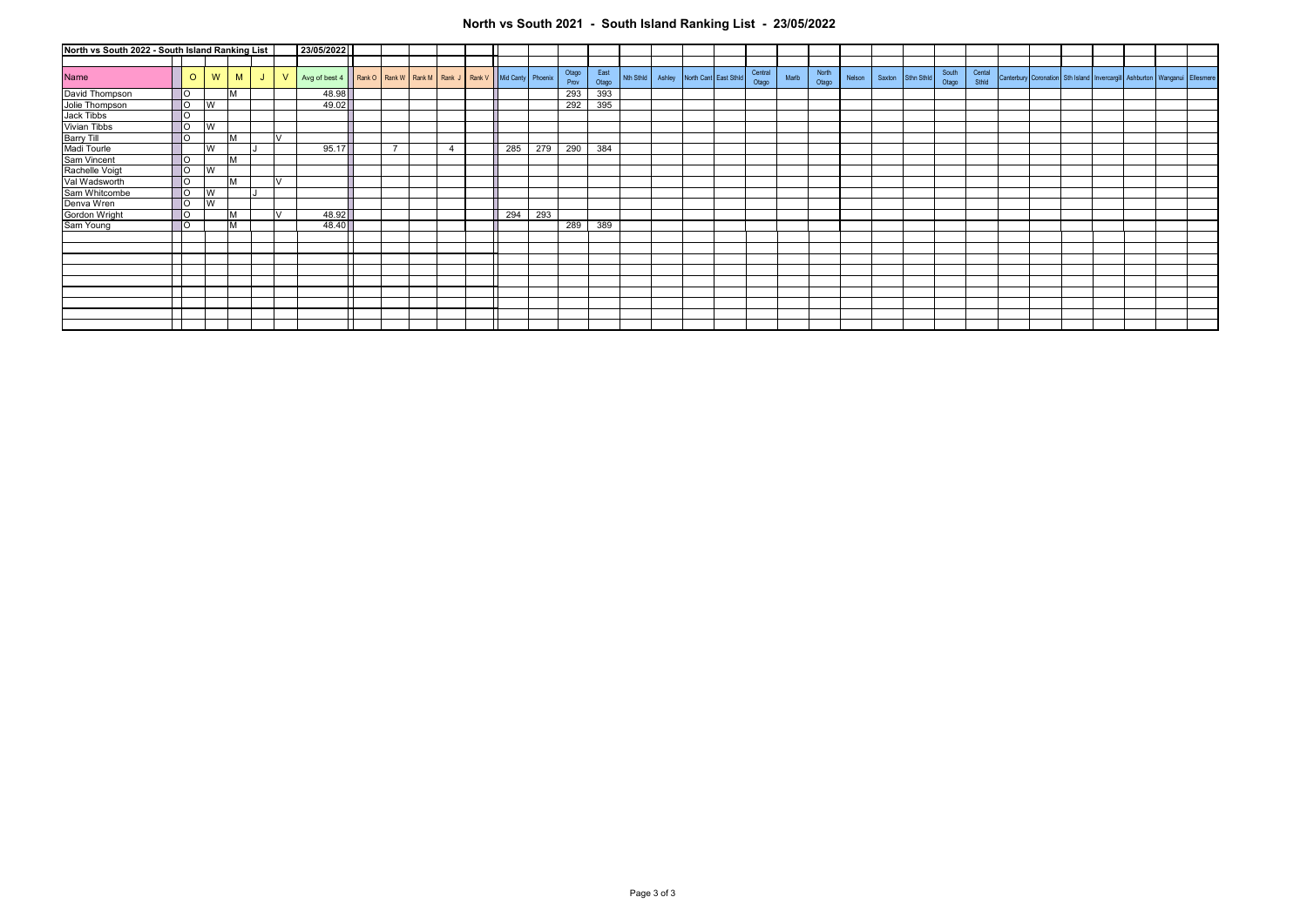**North vs South 2022 - South Island Ranking List** 23/05/2022

| Name | O | W | M | J | V | Avg of best 4 | Rank O | Rank W | Rank M | Rank J | Rank V | Mid Canty | Phoenix | Otago Prov | East Otago | Nth Sthld | Ashley | North Cant | East Sthld | Central Otago | Marlb | North Otago | Nelson | Saxton | Sthn Sthld | South Otago | Cental Sthld | Canterbury | Coronation | Sth Island | Invercargill | Ashburton | Wanganui | Ellesmere |
|---|---|---|---|---|---|---|---|---|---|---|---|---|---|---|---|---|---|---|---|---|---|---|---|---|---|---|---|---|---|---|---|---|---|---|
| David Thompson | O | | M | | | 48.98 | | | | | | | | 293 | 393 | | | | | | | | | | | | | | | | | | | |
| Jolie Thompson | O | W | | | | 49.02 | | | | | | | | 292 | 395 | | | | | | | | | | | | | | | | | | | |
| Jack Tibbs | O | | | | | | | | | | | | | | | | | | | | | | | | | | | | | | | | | |
| Vivian Tibbs | O | W | | | | | | | | | | | | | | | | | | | | | | | | | | | | | | | | |
| Barry Till | O | | M | | V | | | | | | | | | | | | | | | | | | | | | | | | | | | | | |
| Madi Tourle | | W | | J | | 95.17 | | 7 | | 4 | | 285 | 279 | 290 | 384 | | | | | | | | | | | | | | | | | | | |
| Sam Vincent | O | | M | | | | | | | | | | | | | | | | | | | | | | | | | | | | | | | |
| Rachelle Voigt | O | W | | | | | | | | | | | | | | | | | | | | | | | | | | | | | | | | |
| Val Wadsworth | O | | M | | V | | | | | | | | | | | | | | | | | | | | | | | | | | | | | |
| Sam Whitcombe | O | W | | J | | | | | | | | | | | | | | | | | | | | | | | | | | | | | | |
| Denva Wren | O | W | | | | | | | | | | | | | | | | | | | | | | | | | | | | | | | | |
| Gordon Wright | O | | M | | V | 48.92 | | | | | | 294 | 293 | | | | | | | | | | | | | | | | | | | | | |
| Sam Young | O | | M | | | 48.40 | | | | | | | | 289 | 389 | | | | | | | | | | | | | | | | | | | |